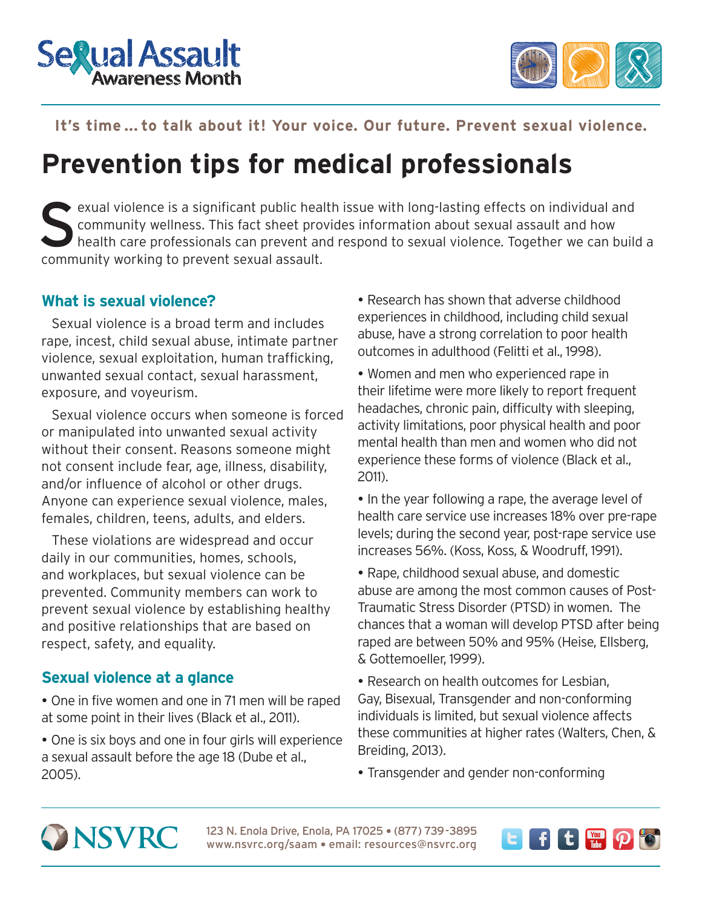Sexual Assault Awareness Month

**It's time ... to talk about it! Your voice. Our future. Prevent sexual violence.**

# Prevention tips for medical professionals

Sexual violence is a significant public health issue with long-lasting effects on individual and community wellness. This fact sheet provides information about sexual assault and how health care professionals can prevent and respond to sexual violence. Together we can build a community working to prevent sexual assault.

## What is sexual violence?

Sexual violence is a broad term and includes rape, incest, child sexual abuse, intimate partner violence, sexual exploitation, human trafficking, unwanted sexual contact, sexual harassment, exposure, and voyeurism.

Sexual violence occurs when someone is forced or manipulated into unwanted sexual activity without their consent. Reasons someone might not consent include fear, age, illness, disability, and/or influence of alcohol or other drugs. Anyone can experience sexual violence, males, females, children, teens, adults, and elders.

These violations are widespread and occur daily in our communities, homes, schools, and workplaces, but sexual violence can be prevented. Community members can work to prevent sexual violence by establishing healthy and positive relationships that are based on respect, safety, and equality.

## Sexual violence at a glance

- One in five women and one in 71 men will be raped at some point in their lives (Black et al., 2011).
- One is six boys and one in four girls will experience a sexual assault before the age 18 (Dube et al., 2005).
- Research has shown that adverse childhood experiences in childhood, including child sexual abuse, have a strong correlation to poor health outcomes in adulthood (Felitti et al., 1998).
- Women and men who experienced rape in their lifetime were more likely to report frequent headaches, chronic pain, difficulty with sleeping, activity limitations, poor physical health and poor mental health than men and women who did not experience these forms of violence (Black et al., 2011).
- In the year following a rape, the average level of health care service use increases 18% over pre-rape levels; during the second year, post-rape service use increases 56%. (Koss, Koss, & Woodruff, 1991).
- Rape, childhood sexual abuse, and domestic abuse are among the most common causes of Post-Traumatic Stress Disorder (PTSD) in women. The chances that a woman will develop PTSD after being raped are between 50% and 95% (Heise, Ellsberg, & Gottemoeller, 1999).
- Research on health outcomes for Lesbian, Gay, Bisexual, Transgender and non-conforming individuals is limited, but sexual violence affects these communities at higher rates (Walters, Chen, & Breiding, 2013).
- Transgender and gender non-conforming

NSVRC 123 N. Enola Drive, Enola, PA 17025 • (877) 739-3895 www.nsvrc.org/saam • email: resources@nsvrc.org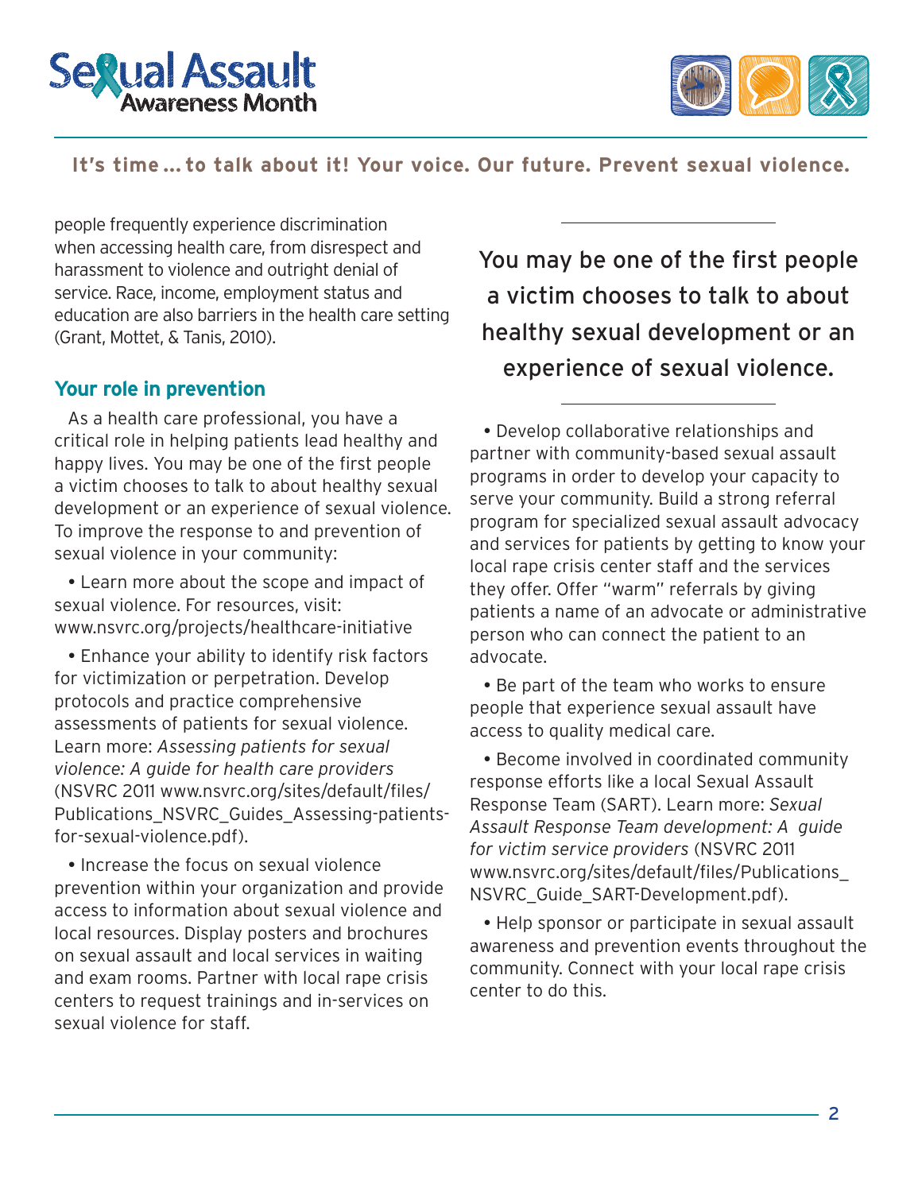people frequently experience discrimination when accessing health care, from disrespect and harassment to violence and outright denial of service. Race, income, employment status and education are also barriers in the health care setting (Grant, Mottet, & Tanis, 2010).

## Your role in prevention

As a health care professional, you have a critical role in helping patients lead healthy and happy lives. You may be one of the first people a victim chooses to talk to about healthy sexual development or an experience of sexual violence. To improve the response to and prevention of sexual violence in your community:

- Learn more about the scope and impact of sexual violence. For resources, visit: www.nsvrc.org/projects/healthcare-initiative

- Enhance your ability to identify risk factors for victimization or perpetration. Develop protocols and practice comprehensive assessments of patients for sexual violence. Learn more: *Assessing patients for sexual violence: A guide for health care providers* (NSVRC 2011 www.nsvrc.org/sites/default/files/Publications_NSVRC_Guides_Assessing-patients-for-sexual-violence.pdf).

- Increase the focus on sexual violence prevention within your organization and provide access to information about sexual violence and local resources. Display posters and brochures on sexual assault and local services in waiting and exam rooms. Partner with local rape crisis centers to request trainings and in-services on sexual violence for staff.

> You may be one of the first people a victim chooses to talk to about healthy sexual development or an experience of sexual violence.

- Develop collaborative relationships and partner with community-based sexual assault programs in order to develop your capacity to serve your community. Build a strong referral program for specialized sexual assault advocacy and services for patients by getting to know your local rape crisis center staff and the services they offer. Offer "warm" referrals by giving patients a name of an advocate or administrative person who can connect the patient to an advocate.

- Be part of the team who works to ensure people that experience sexual assault have access to quality medical care.

- Become involved in coordinated community response efforts like a local Sexual Assault Response Team (SART). Learn more: *Sexual Assault Response Team development: A guide for victim service providers* (NSVRC 2011 www.nsvrc.org/sites/default/files/Publications_NSVRC_Guide_SART-Development.pdf).

- Help sponsor or participate in sexual assault awareness and prevention events throughout the community. Connect with your local rape crisis center to do this.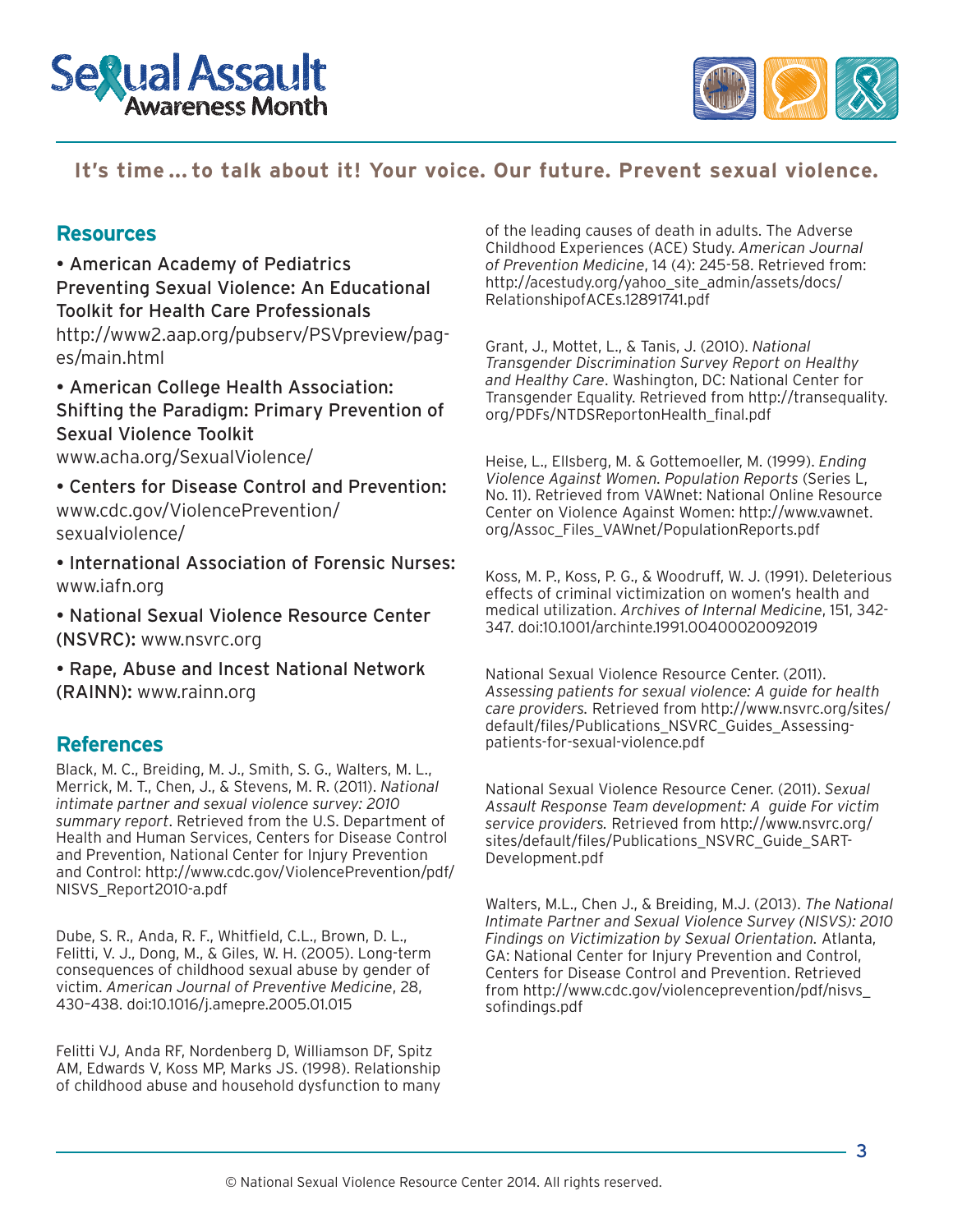It's time ... to talk about it! Your voice. Our future. Prevent sexual violence.

## Resources

- American Academy of Pediatrics Preventing Sexual Violence: An Educational Toolkit for Health Care Professionals http://www2.aap.org/pubserv/PSVpreview/pages/main.html
- American College Health Association: Shifting the Paradigm: Primary Prevention of Sexual Violence Toolkit www.acha.org/SexualViolence/
- Centers for Disease Control and Prevention: www.cdc.gov/ViolencePrevention/sexualviolence/
- International Association of Forensic Nurses: www.iafn.org
- National Sexual Violence Resource Center (NSVRC): www.nsvrc.org
- Rape, Abuse and Incest National Network (RAINN): www.rainn.org

## References

Black, M. C., Breiding, M. J., Smith, S. G., Walters, M. L., Merrick, M. T., Chen, J., & Stevens, M. R. (2011). *National intimate partner and sexual violence survey: 2010 summary report*. Retrieved from the U.S. Department of Health and Human Services, Centers for Disease Control and Prevention, National Center for Injury Prevention and Control: http://www.cdc.gov/ViolencePrevention/pdf/NISVS_Report2010-a.pdf

Dube, S. R., Anda, R. F., Whitfield, C.L., Brown, D. L., Felitti, V. J., Dong, M., & Giles, W. H. (2005). Long-term consequences of childhood sexual abuse by gender of victim. *American Journal of Preventive Medicine*, 28, 430–438. doi:10.1016/j.amepre.2005.01.015

Felitti VJ, Anda RF, Nordenberg D, Williamson DF, Spitz AM, Edwards V, Koss MP, Marks JS. (1998). Relationship of childhood abuse and household dysfunction to many of the leading causes of death in adults. The Adverse Childhood Experiences (ACE) Study. *American Journal of Prevention Medicine*, 14 (4): 245-58. Retrieved from: http://acestudy.org/yahoo_site_admin/assets/docs/RelationshipofACEs.12891741.pdf

Grant, J., Mottet, L., & Tanis, J. (2010). *National Transgender Discrimination Survey Report on Healthy and Healthy Care*. Washington, DC: National Center for Transgender Equality. Retrieved from http://transequality.org/PDFs/NTDSReportonHealth_final.pdf

Heise, L., Ellsberg, M. & Gottemoeller, M. (1999). *Ending Violence Against Women. Population Reports* (Series L, No. 11). Retrieved from VAWnet: National Online Resource Center on Violence Against Women: http://www.vawnet.org/Assoc_Files_VAWnet/PopulationReports.pdf

Koss, M. P., Koss, P. G., & Woodruff, W. J. (1991). Deleterious effects of criminal victimization on women's health and medical utilization. *Archives of Internal Medicine*, 151, 342-347. doi:10.1001/archinte.1991.00400020092019

National Sexual Violence Resource Center. (2011). *Assessing patients for sexual violence: A guide for health care providers.* Retrieved from http://www.nsvrc.org/sites/default/files/Publications_NSVRC_Guides_Assessing-patients-for-sexual-violence.pdf

National Sexual Violence Resource Cener. (2011). *Sexual Assault Response Team development: A guide For victim service providers.* Retrieved from http://www.nsvrc.org/sites/default/files/Publications_NSVRC_Guide_SART-Development.pdf

Walters, M.L., Chen J., & Breiding, M.J. (2013). *The National Intimate Partner and Sexual Violence Survey (NISVS): 2010 Findings on Victimization by Sexual Orientation.* Atlanta, GA: National Center for Injury Prevention and Control, Centers for Disease Control and Prevention. Retrieved from http://www.cdc.gov/violenceprevention/pdf/nisvs_sofindings.pdf

© National Sexual Violence Resource Center 2014. All rights reserved.